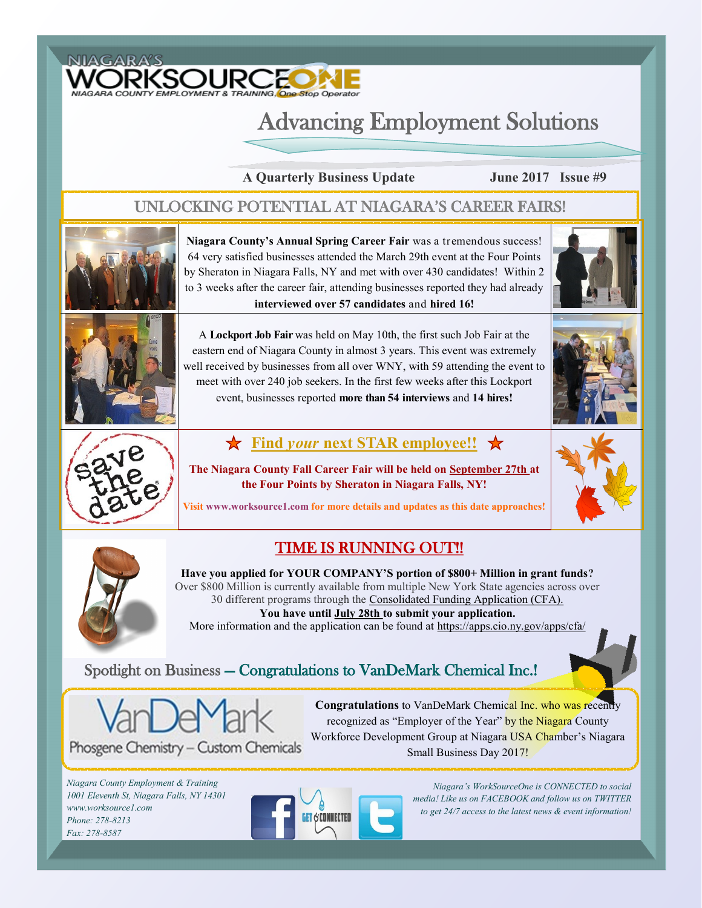NIAGARA'S WORKSOURCEONE

NIAGARA COUNTY EMPLOYMENT & TRAINING, One Stop Operator

# Advancing Employment Solutions

**A Quarterly Business Update** **June 2017 Issue #9**

## UNLOCKING POTENTIAL AT NIAGARA'S CAREER FAIRS!

**Niagara County's Annual Spring Career Fair** was a tremendous success! 64 very satisfied businesses attended the March 29th event at the Four Points by Sheraton in Niagara Falls, NY and met with over 430 candidates! Within 2 to 3 weeks after the career fair, attending businesses reported they had already **interviewed over 57 candidates** and **hired 16!**

A **Lockport Job Fair** was held on May 10th, the first such Job Fair at the eastern end of Niagara County in almost 3 years. This event was extremely well received by businesses from all over WNY, with 59 attending the event to meet with over 240 job seekers. In the first few weeks after this Lockport event, businesses reported **more than 54 interviews** and **14 hires!**

save the date

### ★ Find *your* next STAR employee!! ★

**The Niagara County Fall Career Fair will be held on September 27th at the Four Points by Sheraton in Niagara Falls, NY!**

**Visit www.worksource1.com for more details and updates as this date approaches!**

## TIME IS RUNNING OUT!!

**Have you applied for YOUR COMPANY'S portion of $800+ Million in grant funds?**
Over $800 Million is currently available from multiple New York State agencies across over 30 different programs through the Consolidated Funding Application (CFA).
**You have until July 28th to submit your application.**
More information and the application can be found at https://apps.cio.ny.gov/apps/cfa/

## Spotlight on Business — Congratulations to VanDeMark Chemical Inc.!

VanDeMark
Phosgene Chemistry – Custom Chemicals

**Congratulations** to VanDeMark Chemical Inc. who was recently recognized as "Employer of the Year" by the Niagara County Workforce Development Group at Niagara USA Chamber's Niagara Small Business Day 2017!

*Niagara County Employment & Training*
*1001 Eleventh St, Niagara Falls, NY 14301*
*www.worksource1.com*
*Phone: 278-8213*
*Fax: 278-8587*

GET CONNECTED

*Niagara's WorkSourceOne is CONNECTED to social media! Like us on FACEBOOK and follow us on TWITTER to get 24/7 access to the latest news & event information!*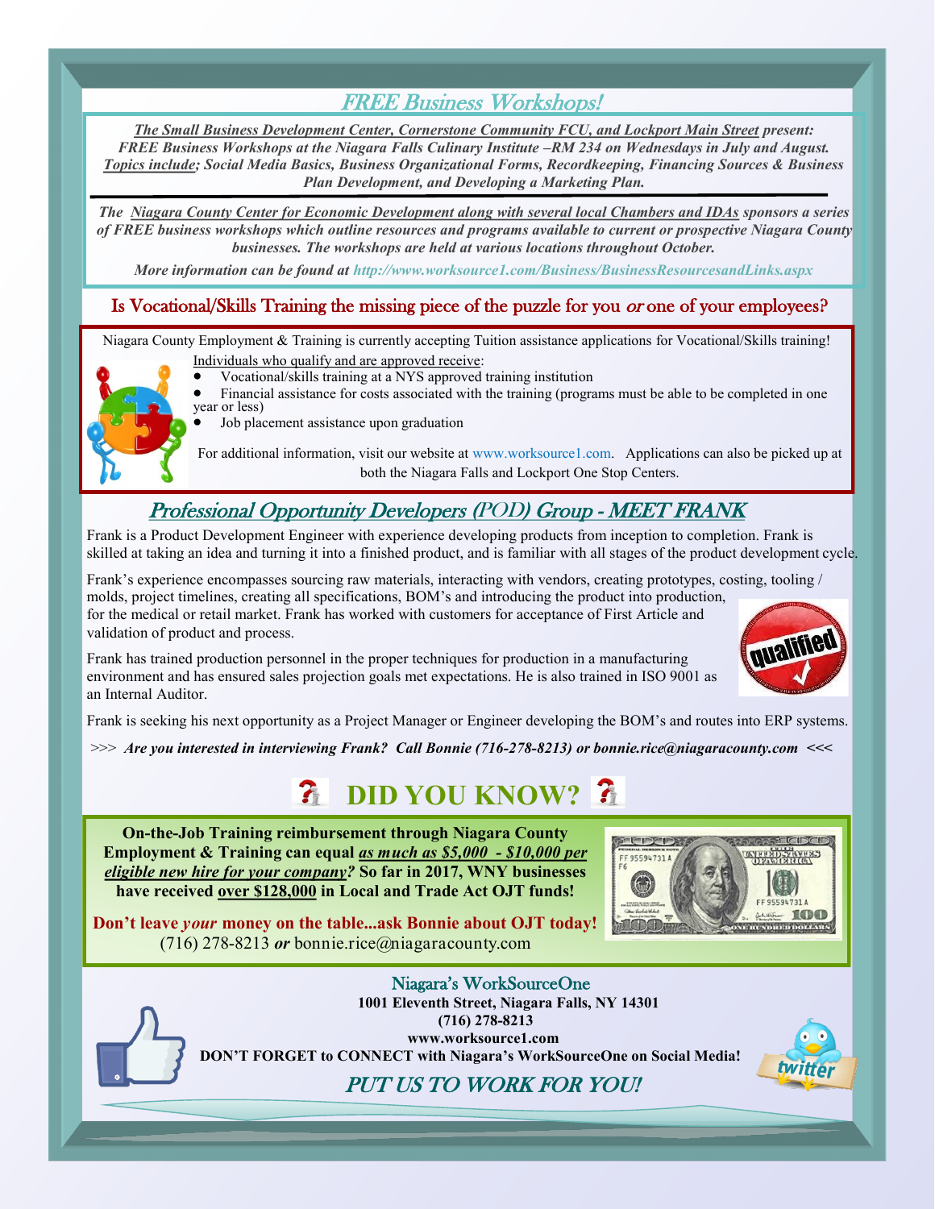## *FREE Business Workshops!*

***The Small Business Development Center, Cornerstone Community FCU, and Lockport Main Street** present: FREE Business Workshops at the Niagara Falls Culinary Institute –RM 234 on Wednesdays in July and August. Topics include; Social Media Basics, Business Organizational Forms, Recordkeeping, Financing Sources & Business Plan Development, and Developing a Marketing Plan.*

***The Niagara County Center for Economic Development along with several local Chambers and IDAs sponsors a series of FREE business workshops which outline resources and programs available to current or prospective Niagara County businesses. The workshops are held at various locations throughout October.***

***More information can be found at http://www.worksource1.com/Business/BusinessResourcesandLinks.aspx***

## Is Vocational/Skills Training the missing piece of the puzzle for you *or* one of your employees?

Niagara County Employment & Training is currently accepting Tuition assistance applications for Vocational/Skills training!

Individuals who qualify and are approved receive:

- Vocational/skills training at a NYS approved training institution
- Financial assistance for costs associated with the training (programs must be able to be completed in one year or less)
- Job placement assistance upon graduation

For additional information, visit our website at www.worksource1.com. Applications can also be picked up at both the Niagara Falls and Lockport One Stop Centers.

## *Professional Opportunity Developers (POD) Group - MEET FRANK*

Frank is a Product Development Engineer with experience developing products from inception to completion. Frank is skilled at taking an idea and turning it into a finished product, and is familiar with all stages of the product development cycle.

Frank's experience encompasses sourcing raw materials, interacting with vendors, creating prototypes, costing, tooling / molds, project timelines, creating all specifications, BOM's and introducing the product into production, for the medical or retail market. Frank has worked with customers for acceptance of First Article and validation of product and process.

Frank has trained production personnel in the proper techniques for production in a manufacturing environment and has ensured sales projection goals met expectations. He is also trained in ISO 9001 as an Internal Auditor.

Frank is seeking his next opportunity as a Project Manager or Engineer developing the BOM's and routes into ERP systems.

>>> ***Are you interested in interviewing Frank? Call Bonnie (716-278-8213) or bonnie.rice@niagaracounty.com*** <<<

## DID YOU KNOW?

**On-the-Job Training reimbursement through Niagara County Employment & Training can equal *as much as $5,000 - $10,000 per eligible new hire for your company?* So far in 2017, WNY businesses have received over $128,000 in Local and Trade Act OJT funds!**

**Don't leave *your* money on the table...ask Bonnie about OJT today!**
(716) 278-8213 ***or*** bonnie.rice@niagaracounty.com

**Niagara's WorkSourceOne**
**1001 Eleventh Street, Niagara Falls, NY 14301**
**(716) 278-8213**
**www.worksource1.com**
**DON'T FORGET to CONNECT with Niagara's WorkSourceOne on Social Media!**

## *PUT US TO WORK FOR YOU!*